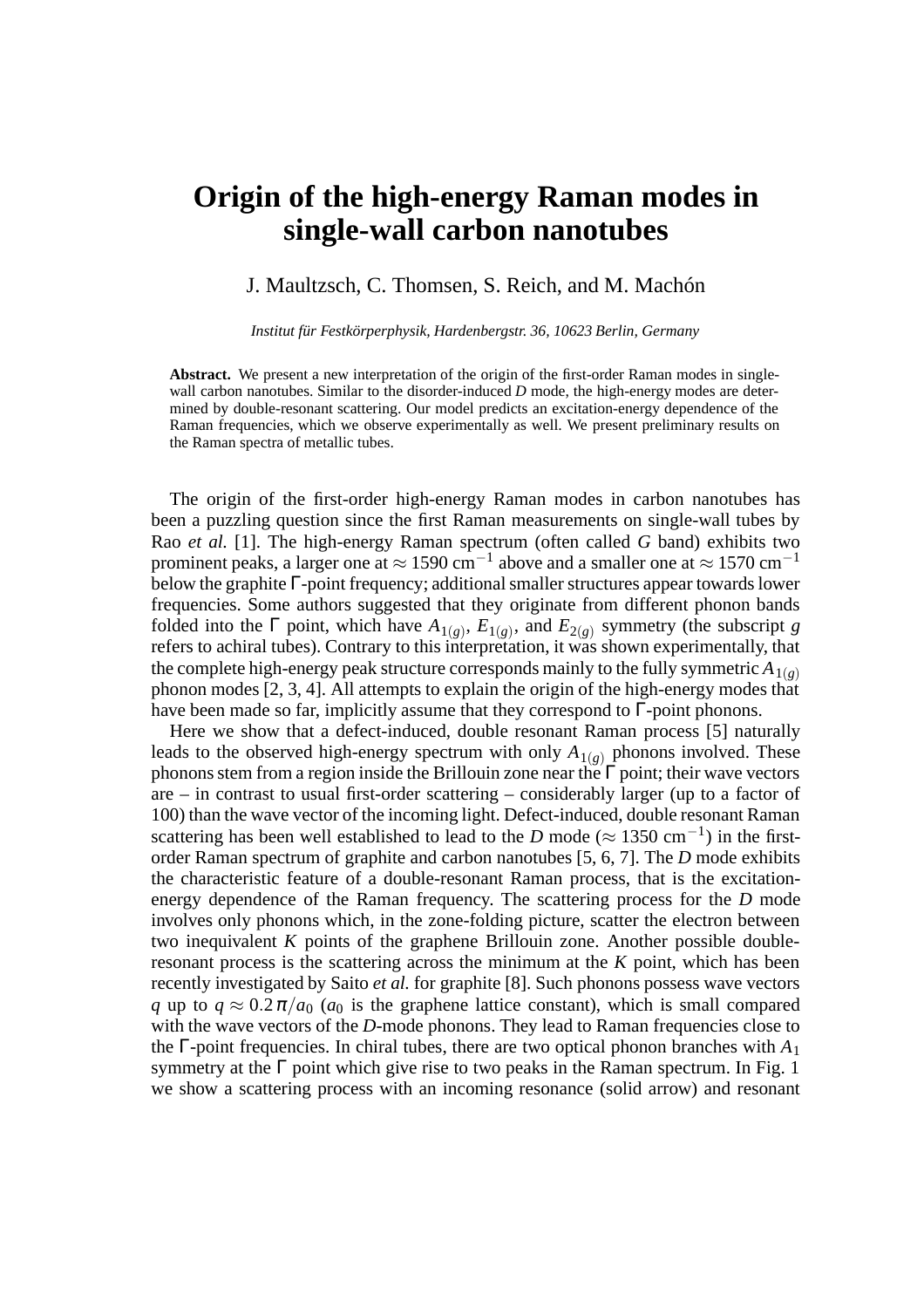# Origin of the high-energy Raman modes in single-wall carbon nanotubes

J. Maultzsch, C. Thomsen, S. Reich, and M. Machón

*Institut für Festkörperphysik, Hardenbergstr. 36, 10623 Berlin, Germany*

**Abstract.** We present a new interpretation of the origin of the first-order Raman modes in single-wall carbon nanotubes. Similar to the disorder-induced *D* mode, the high-energy modes are determined by double-resonant scattering. Our model predicts an excitation-energy dependence of the Raman frequencies, which we observe experimentally as well. We present preliminary results on the Raman spectra of metallic tubes.

The origin of the first-order high-energy Raman modes in carbon nanotubes has been a puzzling question since the first Raman measurements on single-wall tubes by Rao *et al.* [1]. The high-energy Raman spectrum (often called *G* band) exhibits two prominent peaks, a larger one at $\approx 1590$ cm$^{-1}$ above and a smaller one at $\approx 1570$ cm$^{-1}$ below the graphite $\Gamma$-point frequency; additional smaller structures appear towards lower frequencies. Some authors suggested that they originate from different phonon bands folded into the $\Gamma$ point, which have $A_{1(g)}$, $E_{1(g)}$, and $E_{2(g)}$ symmetry (the subscript $g$ refers to achiral tubes). Contrary to this interpretation, it was shown experimentally, that the complete high-energy peak structure corresponds mainly to the fully symmetric $A_{1(g)}$ phonon modes [2, 3, 4]. All attempts to explain the origin of the high-energy modes that have been made so far, implicitly assume that they correspond to $\Gamma$-point phonons.

Here we show that a defect-induced, double resonant Raman process [5] naturally leads to the observed high-energy spectrum with only $A_{1(g)}$ phonons involved. These phonons stem from a region inside the Brillouin zone near the $\Gamma$ point; their wave vectors are – in contrast to usual first-order scattering – considerably larger (up to a factor of 100) than the wave vector of the incoming light. Defect-induced, double resonant Raman scattering has been well established to lead to the *D* mode ($\approx 1350$ cm$^{-1}$) in the first-order Raman spectrum of graphite and carbon nanotubes [5, 6, 7]. The *D* mode exhibits the characteristic feature of a double-resonant Raman process, that is the excitation-energy dependence of the Raman frequency. The scattering process for the *D* mode involves only phonons which, in the zone-folding picture, scatter the electron between two inequivalent *K* points of the graphene Brillouin zone. Another possible double-resonant process is the scattering across the minimum at the *K* point, which has been recently investigated by Saito *et al.* for graphite [8]. Such phonons possess wave vectors $q$ up to $q \approx 0.2\pi/a_0$ ($a_0$ is the graphene lattice constant), which is small compared with the wave vectors of the *D*-mode phonons. They lead to Raman frequencies close to the $\Gamma$-point frequencies. In chiral tubes, there are two optical phonon branches with $A_1$ symmetry at the $\Gamma$ point which give rise to two peaks in the Raman spectrum. In Fig. 1 we show a scattering process with an incoming resonance (solid arrow) and resonant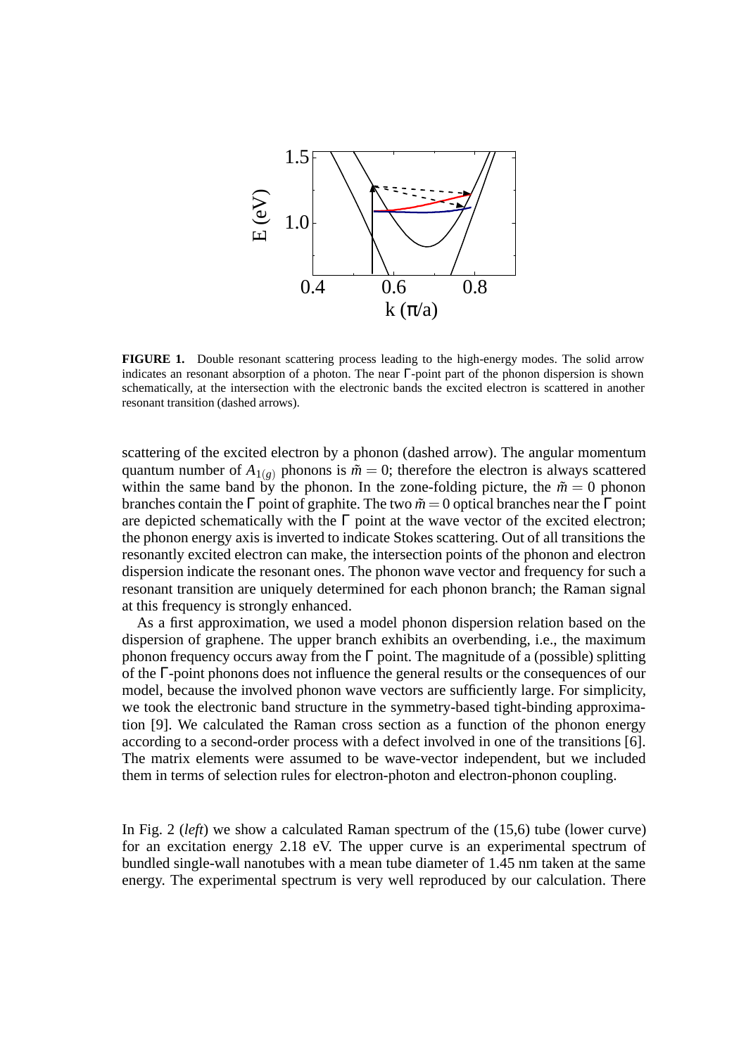**FIGURE 1.** Double resonant scattering process leading to the high-energy modes. The solid arrow indicates an resonant absorption of a photon. The near Γ-point part of the phonon dispersion is shown schematically, at the intersection with the electronic bands the excited electron is scattered in another resonant transition (dashed arrows).

scattering of the excited electron by a phonon (dashed arrow). The angular momentum quantum number of $A_{1(g)}$ phonons is $\tilde{m} = 0$; therefore the electron is always scattered within the same band by the phonon. In the zone-folding picture, the $\tilde{m} = 0$ phonon branches contain the Γ point of graphite. The two $\tilde{m} = 0$ optical branches near the Γ point are depicted schematically with the Γ point at the wave vector of the excited electron; the phonon energy axis is inverted to indicate Stokes scattering. Out of all transitions the resonantly excited electron can make, the intersection points of the phonon and electron dispersion indicate the resonant ones. The phonon wave vector and frequency for such a resonant transition are uniquely determined for each phonon branch; the Raman signal at this frequency is strongly enhanced.

As a first approximation, we used a model phonon dispersion relation based on the dispersion of graphene. The upper branch exhibits an overbending, i.e., the maximum phonon frequency occurs away from the Γ point. The magnitude of a (possible) splitting of the Γ-point phonons does not influence the general results or the consequences of our model, because the involved phonon wave vectors are sufficiently large. For simplicity, we took the electronic band structure in the symmetry-based tight-binding approximation [9]. We calculated the Raman cross section as a function of the phonon energy according to a second-order process with a defect involved in one of the transitions [6]. The matrix elements were assumed to be wave-vector independent, but we included them in terms of selection rules for electron-photon and electron-phonon coupling.

In Fig. 2 (*left*) we show a calculated Raman spectrum of the (15,6) tube (lower curve) for an excitation energy 2.18 eV. The upper curve is an experimental spectrum of bundled single-wall nanotubes with a mean tube diameter of 1.45 nm taken at the same energy. The experimental spectrum is very well reproduced by our calculation. There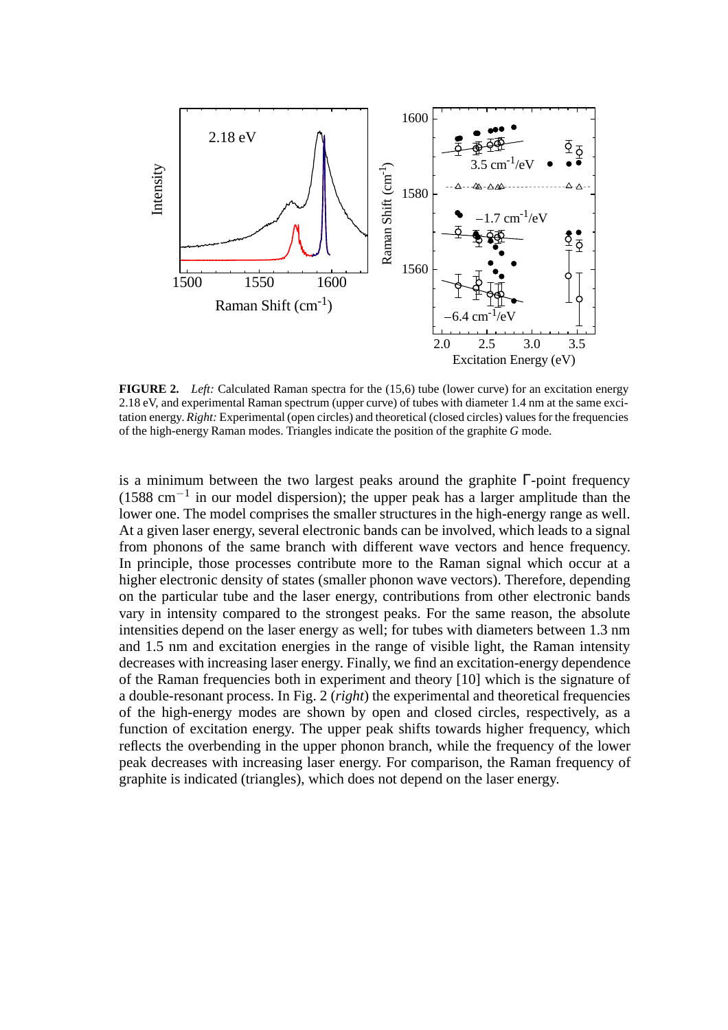**FIGURE 2.** *Left:* Calculated Raman spectra for the (15,6) tube (lower curve) for an excitation energy 2.18 eV, and experimental Raman spectrum (upper curve) of tubes with diameter 1.4 nm at the same excitation energy. *Right:* Experimental (open circles) and theoretical (closed circles) values for the frequencies of the high-energy Raman modes. Triangles indicate the position of the graphite *G* mode.

is a minimum between the two largest peaks around the graphite Γ-point frequency (1588 $\mathrm{cm}^{-1}$ in our model dispersion); the upper peak has a larger amplitude than the lower one. The model comprises the smaller structures in the high-energy range as well. At a given laser energy, several electronic bands can be involved, which leads to a signal from phonons of the same branch with different wave vectors and hence frequency. In principle, those processes contribute more to the Raman signal which occur at a higher electronic density of states (smaller phonon wave vectors). Therefore, depending on the particular tube and the laser energy, contributions from other electronic bands vary in intensity compared to the strongest peaks. For the same reason, the absolute intensities depend on the laser energy as well; for tubes with diameters between 1.3 nm and 1.5 nm and excitation energies in the range of visible light, the Raman intensity decreases with increasing laser energy. Finally, we find an excitation-energy dependence of the Raman frequencies both in experiment and theory [10] which is the signature of a double-resonant process. In Fig. 2 (*right*) the experimental and theoretical frequencies of the high-energy modes are shown by open and closed circles, respectively, as a function of excitation energy. The upper peak shifts towards higher frequency, which reflects the overbending in the upper phonon branch, while the frequency of the lower peak decreases with increasing laser energy. For comparison, the Raman frequency of graphite is indicated (triangles), which does not depend on the laser energy.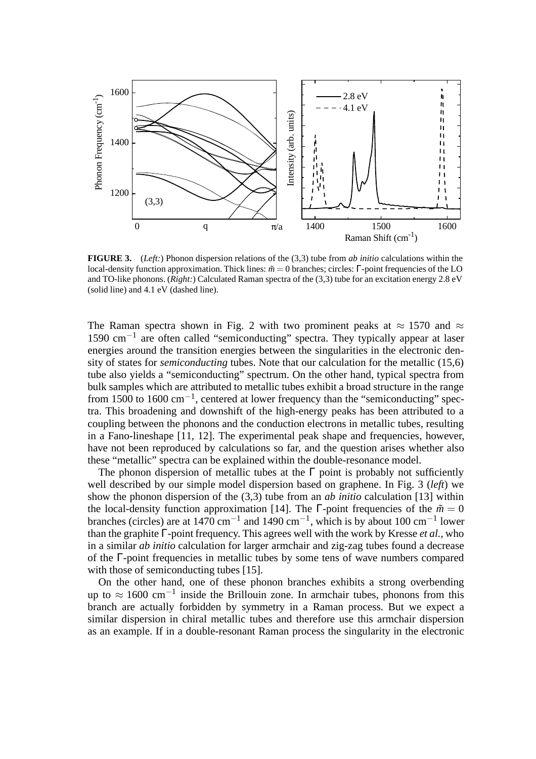**FIGURE 3.** (*Left:*) Phonon dispersion relations of the (3,3) tube from *ab initio* calculations within the local-density function approximation. Thick lines: $\tilde{m} = 0$ branches; circles: $\Gamma$-point frequencies of the LO and TO-like phonons. (*Right:*) Calculated Raman spectra of the (3,3) tube for an excitation energy 2.8 eV (solid line) and 4.1 eV (dashed line).

The Raman spectra shown in Fig. 2 with two prominent peaks at $\approx$ 1570 and $\approx$ 1590 cm$^{-1}$ are often called "semiconducting" spectra. They typically appear at laser energies around the transition energies between the singularities in the electronic density of states for *semiconducting* tubes. Note that our calculation for the metallic (15,6) tube also yields a "semiconducting" spectrum. On the other hand, typical spectra from bulk samples which are attributed to metallic tubes exhibit a broad structure in the range from 1500 to 1600 cm$^{-1}$, centered at lower frequency than the "semiconducting" spectra. This broadening and downshift of the high-energy peaks has been attributed to a coupling between the phonons and the conduction electrons in metallic tubes, resulting in a Fano-lineshape [11, 12]. The experimental peak shape and frequencies, however, have not been reproduced by calculations so far, and the question arises whether also these "metallic" spectra can be explained within the double-resonance model.

The phonon dispersion of metallic tubes at the $\Gamma$ point is probably not sufficiently well described by our simple model dispersion based on graphene. In Fig. 3 (*left*) we show the phonon dispersion of the (3,3) tube from an *ab initio* calculation [13] within the local-density function approximation [14]. The $\Gamma$-point frequencies of the $\tilde{m} = 0$ branches (circles) are at 1470 cm$^{-1}$ and 1490 cm$^{-1}$, which is by about 100 cm$^{-1}$ lower than the graphite $\Gamma$-point frequency. This agrees well with the work by Kresse *et al.*, who in a similar *ab initio* calculation for larger armchair and zig-zag tubes found a decrease of the $\Gamma$-point frequencies in metallic tubes by some tens of wave numbers compared with those of semiconducting tubes [15].

On the other hand, one of these phonon branches exhibits a strong overbending up to $\approx$ 1600 cm$^{-1}$ inside the Brillouin zone. In armchair tubes, phonons from this branch are actually forbidden by symmetry in a Raman process. But we expect a similar dispersion in chiral metallic tubes and therefore use this armchair dispersion as an example. If in a double-resonant Raman process the singularity in the electronic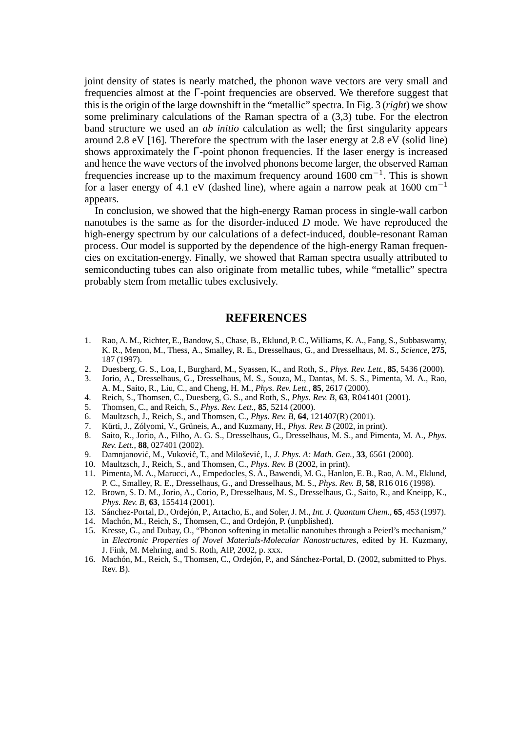joint density of states is nearly matched, the phonon wave vectors are very small and frequencies almost at the Γ-point frequencies are observed. We therefore suggest that this is the origin of the large downshift in the "metallic" spectra. In Fig. 3 (*right*) we show some preliminary calculations of the Raman spectra of a (3,3) tube. For the electron band structure we used an *ab initio* calculation as well; the first singularity appears around 2.8 eV [16]. Therefore the spectrum with the laser energy at 2.8 eV (solid line) shows approximately the Γ-point phonon frequencies. If the laser energy is increased and hence the wave vectors of the involved phonons become larger, the observed Raman frequencies increase up to the maximum frequency around 1600 $\mathrm{cm}^{-1}$. This is shown for a laser energy of 4.1 eV (dashed line), where again a narrow peak at 1600 $\mathrm{cm}^{-1}$ appears.

In conclusion, we showed that the high-energy Raman process in single-wall carbon nanotubes is the same as for the disorder-induced *D* mode. We have reproduced the high-energy spectrum by our calculations of a defect-induced, double-resonant Raman process. Our model is supported by the dependence of the high-energy Raman frequencies on excitation-energy. Finally, we showed that Raman spectra usually attributed to semiconducting tubes can also originate from metallic tubes, while "metallic" spectra probably stem from metallic tubes exclusively.

## REFERENCES

1. Rao, A. M., Richter, E., Bandow, S., Chase, B., Eklund, P. C., Williams, K. A., Fang, S., Subbaswamy, K. R., Menon, M., Thess, A., Smalley, R. E., Dresselhaus, G., and Dresselhaus, M. S., *Science*, **275**, 187 (1997).
2. Duesberg, G. S., Loa, I., Burghard, M., Syassen, K., and Roth, S., *Phys. Rev. Lett.*, **85**, 5436 (2000).
3. Jorio, A., Dresselhaus, G., Dresselhaus, M. S., Souza, M., Dantas, M. S. S., Pimenta, M. A., Rao, A. M., Saito, R., Liu, C., and Cheng, H. M., *Phys. Rev. Lett.*, **85**, 2617 (2000).
4. Reich, S., Thomsen, C., Duesberg, G. S., and Roth, S., *Phys. Rev. B*, **63**, R041401 (2001).
5. Thomsen, C., and Reich, S., *Phys. Rev. Lett.*, **85**, 5214 (2000).
6. Maultzsch, J., Reich, S., and Thomsen, C., *Phys. Rev. B*, **64**, 121407(R) (2001).
7. Kürti, J., Zólyomi, V., Grüneis, A., and Kuzmany, H., *Phys. Rev. B* (2002, in print).
8. Saito, R., Jorio, A., Filho, A. G. S., Dresselhaus, G., Dresselhaus, M. S., and Pimenta, M. A., *Phys. Rev. Lett.*, **88**, 027401 (2002).
9. Damnjanović, M., Vuković, T., and Milošević, I., *J. Phys. A: Math. Gen.*, **33**, 6561 (2000).
10. Maultzsch, J., Reich, S., and Thomsen, C., *Phys. Rev. B* (2002, in print).
11. Pimenta, M. A., Marucci, A., Empedocles, S. A., Bawendi, M. G., Hanlon, E. B., Rao, A. M., Eklund, P. C., Smalley, R. E., Dresselhaus, G., and Dresselhaus, M. S., *Phys. Rev. B*, **58**, R16 016 (1998).
12. Brown, S. D. M., Jorio, A., Corio, P., Dresselhaus, M. S., Dresselhaus, G., Saito, R., and Kneipp, K., *Phys. Rev. B*, **63**, 155414 (2001).
13. Sánchez-Portal, D., Ordejón, P., Artacho, E., and Soler, J. M., *Int. J. Quantum Chem.*, **65**, 453 (1997).
14. Machón, M., Reich, S., Thomsen, C., and Ordejón, P. (unpblished).
15. Kresse, G., and Dubay, O., "Phonon softening in metallic nanotubes through a Peierl's mechanism," in *Electronic Properties of Novel Materials-Molecular Nanostructures*, edited by H. Kuzmany, J. Fink, M. Mehring, and S. Roth, AIP, 2002, p. xxx.
16. Machón, M., Reich, S., Thomsen, C., Ordejón, P., and Sánchez-Portal, D. (2002, submitted to Phys. Rev. B).